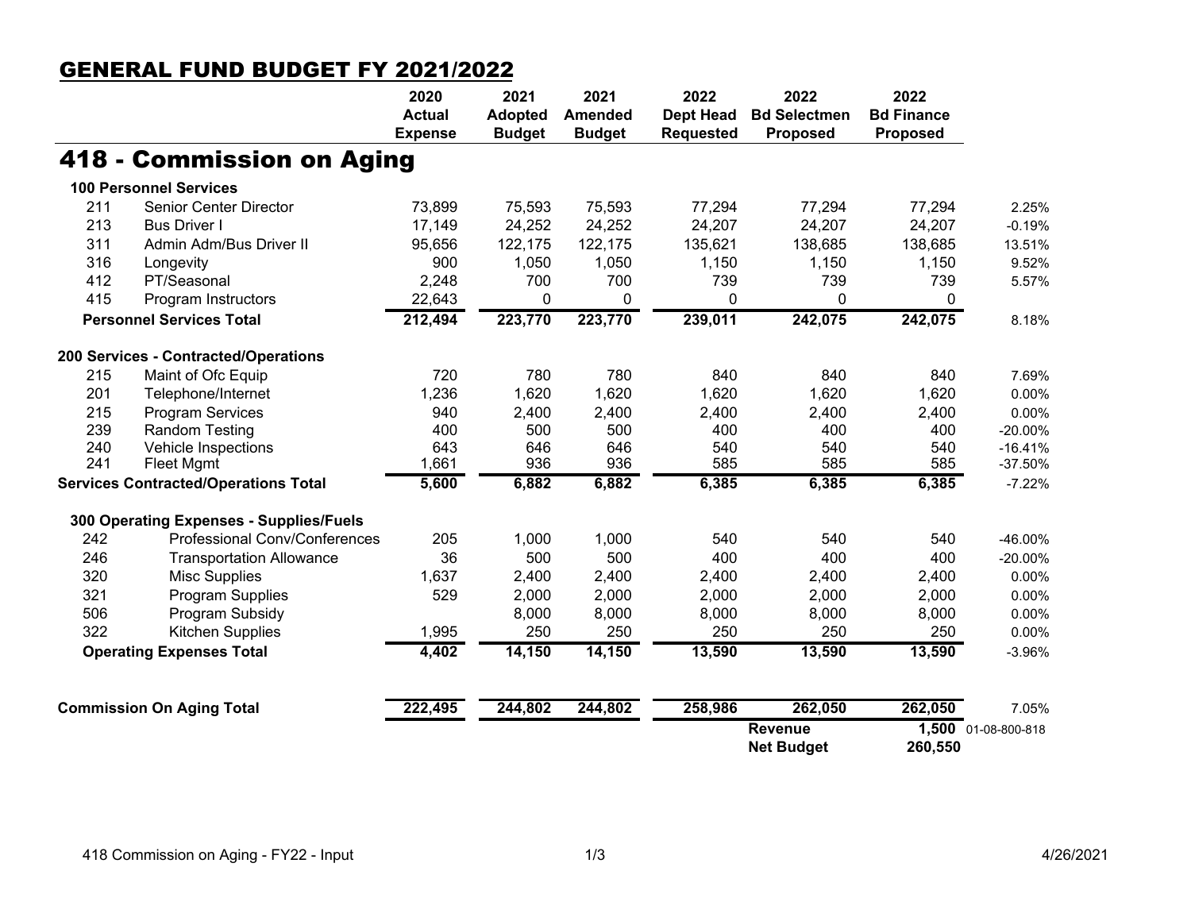## GENERAL FUND BUDGET FY 2021/2022

# 418 - Commission on Aging

| | | 2020 Actual Expense | 2021 Adopted Budget | 2021 Amended Budget | 2022 Dept Head Requested | 2022 Bd Selectmen Proposed | 2022 Bd Finance Proposed | |
|---|---|---|---|---|---|---|---|---|
| **100 Personnel Services** | | | | | | | | |
| 211 | Senior Center Director | 73,899 | 75,593 | 75,593 | 77,294 | 77,294 | 77,294 | 2.25% |
| 213 | Bus Driver I | 17,149 | 24,252 | 24,252 | 24,207 | 24,207 | 24,207 | -0.19% |
| 311 | Admin Adm/Bus Driver II | 95,656 | 122,175 | 122,175 | 135,621 | 138,685 | 138,685 | 13.51% |
| 316 | Longevity | 900 | 1,050 | 1,050 | 1,150 | 1,150 | 1,150 | 9.52% |
| 412 | PT/Seasonal | 2,248 | 700 | 700 | 739 | 739 | 739 | 5.57% |
| 415 | Program Instructors | 22,643 | 0 | 0 | 0 | 0 | 0 | |
| **Personnel Services Total** | | **212,494** | **223,770** | **223,770** | **239,011** | **242,075** | **242,075** | 8.18% |
| **200 Services - Contracted/Operations** | | | | | | | | |
| 215 | Maint of Ofc Equip | 720 | 780 | 780 | 840 | 840 | 840 | 7.69% |
| 201 | Telephone/Internet | 1,236 | 1,620 | 1,620 | 1,620 | 1,620 | 1,620 | 0.00% |
| 215 | Program Services | 940 | 2,400 | 2,400 | 2,400 | 2,400 | 2,400 | 0.00% |
| 239 | Random Testing | 400 | 500 | 500 | 400 | 400 | 400 | -20.00% |
| 240 | Vehicle Inspections | 643 | 646 | 646 | 540 | 540 | 540 | -16.41% |
| 241 | Fleet Mgmt | 1,661 | 936 | 936 | 585 | 585 | 585 | -37.50% |
| **Services Contracted/Operations Total** | | **5,600** | **6,882** | **6,882** | **6,385** | **6,385** | **6,385** | -7.22% |
| **300 Operating Expenses - Supplies/Fuels** | | | | | | | | |
| 242 | Professional Conv/Conferences | 205 | 1,000 | 1,000 | 540 | 540 | 540 | -46.00% |
| 246 | Transportation Allowance | 36 | 500 | 500 | 400 | 400 | 400 | -20.00% |
| 320 | Misc Supplies | 1,637 | 2,400 | 2,400 | 2,400 | 2,400 | 2,400 | 0.00% |
| 321 | Program Supplies | 529 | 2,000 | 2,000 | 2,000 | 2,000 | 2,000 | 0.00% |
| 506 | Program Subsidy | | 8,000 | 8,000 | 8,000 | 8,000 | 8,000 | 0.00% |
| 322 | Kitchen Supplies | 1,995 | 250 | 250 | 250 | 250 | 250 | 0.00% |
| **Operating Expenses Total** | | **4,402** | **14,150** | **14,150** | **13,590** | **13,590** | **13,590** | -3.96% |
| **Commission On Aging Total** | | **222,495** | **244,802** | **244,802** | **258,986** | **262,050** | **262,050** | 7.05% |
| | | | | | | **Revenue** | **1,500** | 01-08-800-818 |
| | | | | | | **Net Budget** | **260,550** | |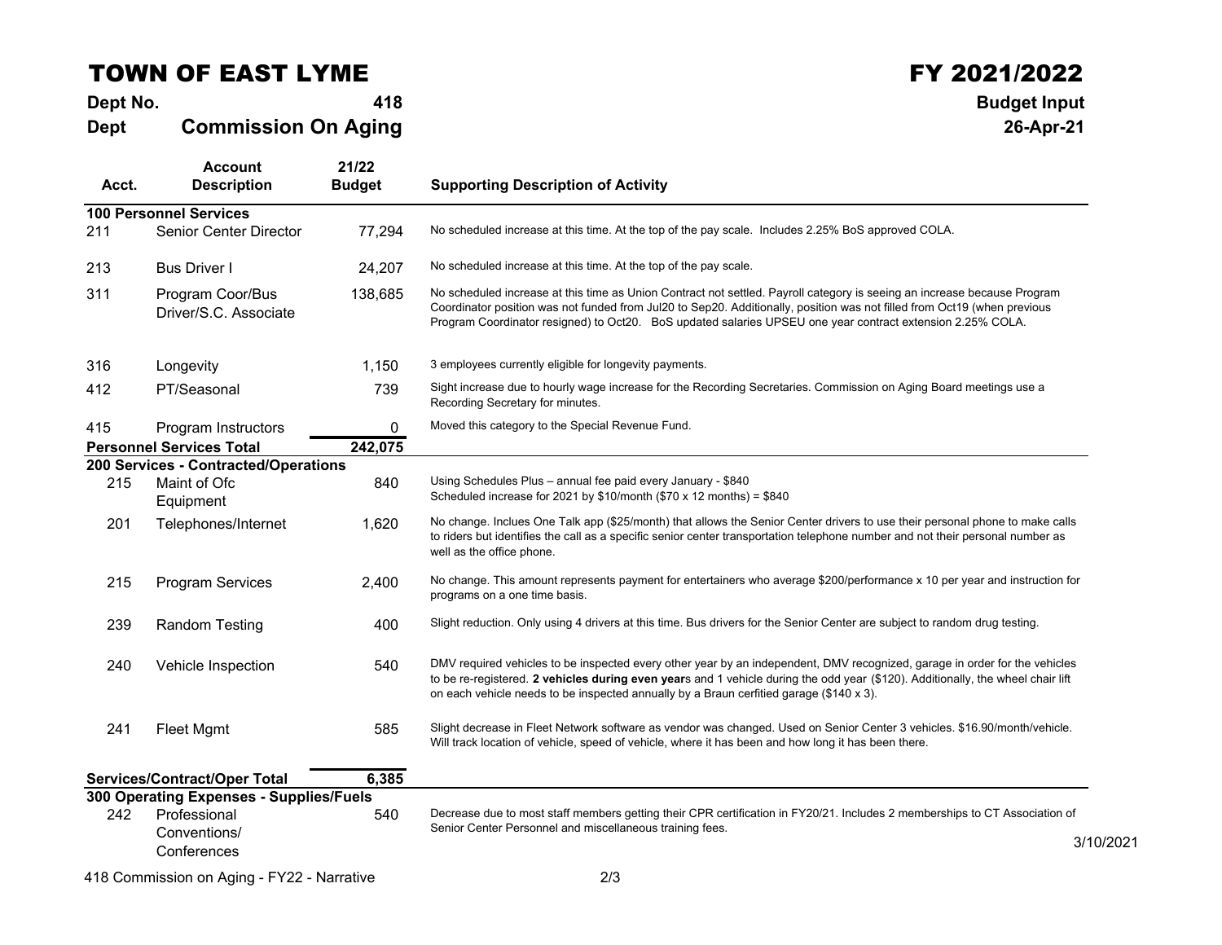# TOWN OF EAST LYME

# FY 2021/2022

**Dept No.** **418**

**Dept** **Commission On Aging**

**Budget Input**

**26-Apr-21**

| Acct. | Account Description | 21/22 Budget | Supporting Description of Activity |
|---|---|---|---|
| **100 Personnel Services** | | | |
| 211 | Senior Center Director | 77,294 | No scheduled increase at this time. At the top of the pay scale. Includes 2.25% BoS approved COLA. |
| 213 | Bus Driver I | 24,207 | No scheduled increase at this time. At the top of the pay scale. |
| 311 | Program Coor/Bus Driver/S.C. Associate | 138,685 | No scheduled increase at this time as Union Contract not settled. Payroll category is seeing an increase because Program Coordinator position was not funded from Jul20 to Sep20. Additionally, position was not filled from Oct19 (when previous Program Coordinator resigned) to Oct20. BoS updated salaries UPSEU one year contract extension 2.25% COLA. |
| 316 | Longevity | 1,150 | 3 employees currently eligible for longevity payments. |
| 412 | PT/Seasonal | 739 | Sight increase due to hourly wage increase for the Recording Secretaries. Commission on Aging Board meetings use a Recording Secretary for minutes. |
| 415 | Program Instructors | 0 | Moved this category to the Special Revenue Fund. |
| **Personnel Services Total** | | **242,075** | |
| **200 Services - Contracted/Operations** | | | |
| 215 | Maint of Ofc Equipment | 840 | Using Schedules Plus – annual fee paid every January - $840<br>Scheduled increase for 2021 by $10/month ($70 x 12 months) = $840 |
| 201 | Telephones/Internet | 1,620 | No change. Inclues One Talk app ($25/month) that allows the Senior Center drivers to use their personal phone to make calls to riders but identifies the call as a specific senior center transportation telephone number and not their personal number as well as the office phone. |
| 215 | Program Services | 2,400 | No change. This amount represents payment for entertainers who average $200/performance x 10 per year and instruction for programs on a one time basis. |
| 239 | Random Testing | 400 | Slight reduction. Only using 4 drivers at this time. Bus drivers for the Senior Center are subject to random drug testing. |
| 240 | Vehicle Inspection | 540 | DMV required vehicles to be inspected every other year by an independent, DMV recognized, garage in order for the vehicles to be re-registered. **2 vehicles during even year**s and 1 vehicle during the odd year ($120). Additionally, the wheel chair lift on each vehicle needs to be inspected annually by a Braun cerfitied garage ($140 x 3). |
| 241 | Fleet Mgmt | 585 | Slight decrease in Fleet Network software as vendor was changed. Used on Senior Center 3 vehicles. $16.90/month/vehicle. Will track location of vehicle, speed of vehicle, where it has been and how long it has been there. |
| **Services/Contract/Oper Total** | | **6,385** | |
| **300 Operating Expenses - Supplies/Fuels** | | | |
| 242 | Professional Conventions/ Conferences | 540 | Decrease due to most staff members getting their CPR certification in FY20/21. Includes 2 memberships to CT Association of Senior Center Personnel and miscellaneous training fees. |

3/10/2021

418 Commission on Aging - FY22 - Narrative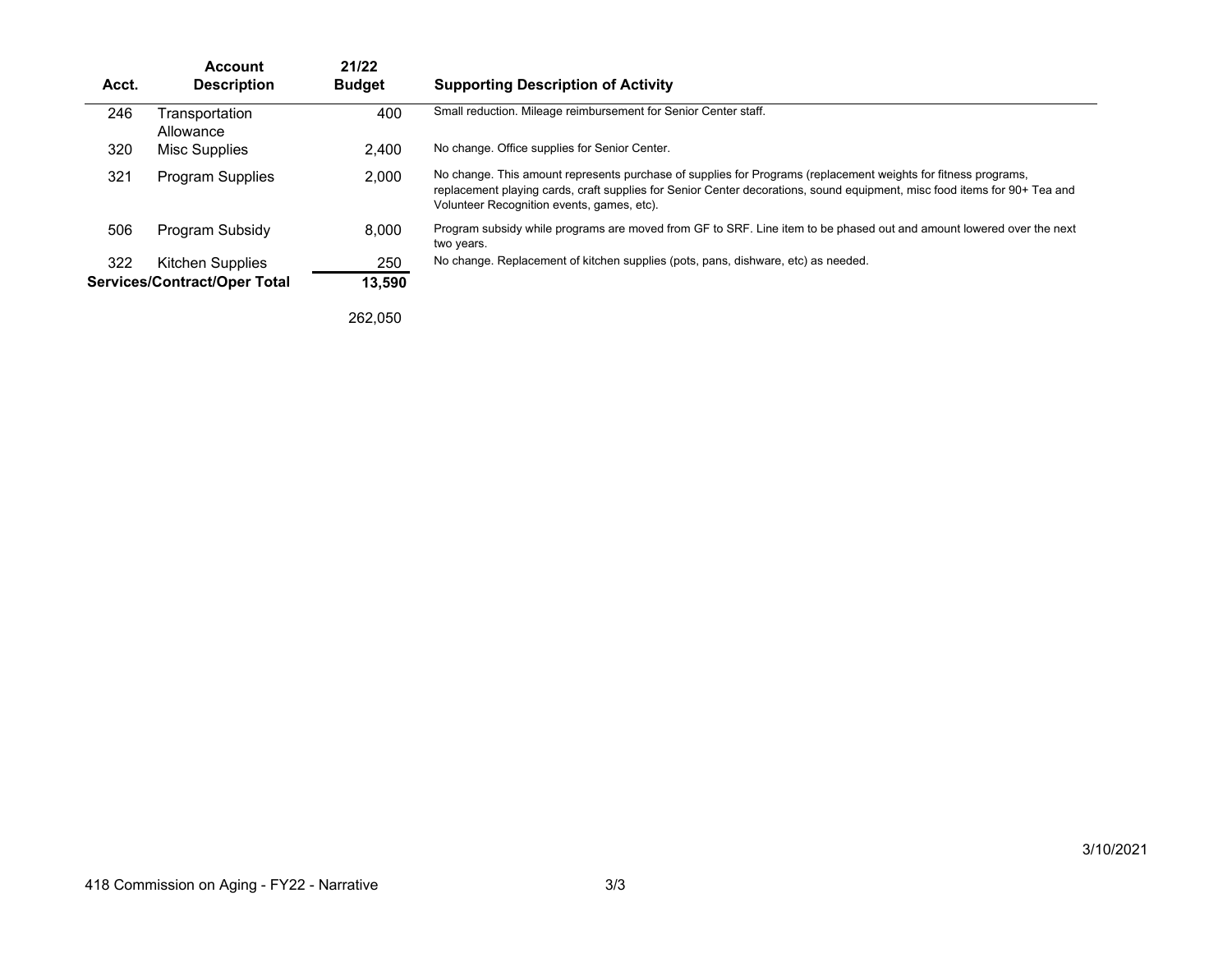| Acct. | Account Description | 21/22 Budget | Supporting Description of Activity |
|---|---|---|---|
| 246 | Transportation Allowance | 400 | Small reduction. Mileage reimbursement for Senior Center staff. |
| 320 | Misc Supplies | 2,400 | No change. Office supplies for Senior Center. |
| 321 | Program Supplies | 2,000 | No change. This amount represents purchase of supplies for Programs (replacement weights for fitness programs, replacement playing cards, craft supplies for Senior Center decorations, sound equipment, misc food items for 90+ Tea and Volunteer Recognition events, games, etc). |
| 506 | Program Subsidy | 8,000 | Program subsidy while programs are moved from GF to SRF. Line item to be phased out and amount lowered over the next two years. |
| 322 | Kitchen Supplies | 250 | No change. Replacement of kitchen supplies (pots, pans, dishware, etc) as needed. |
| **Services/Contract/Oper Total** | | **13,590** | |
| | | 262,050 | |

3/10/2021

418 Commission on Aging - FY22 - Narrative